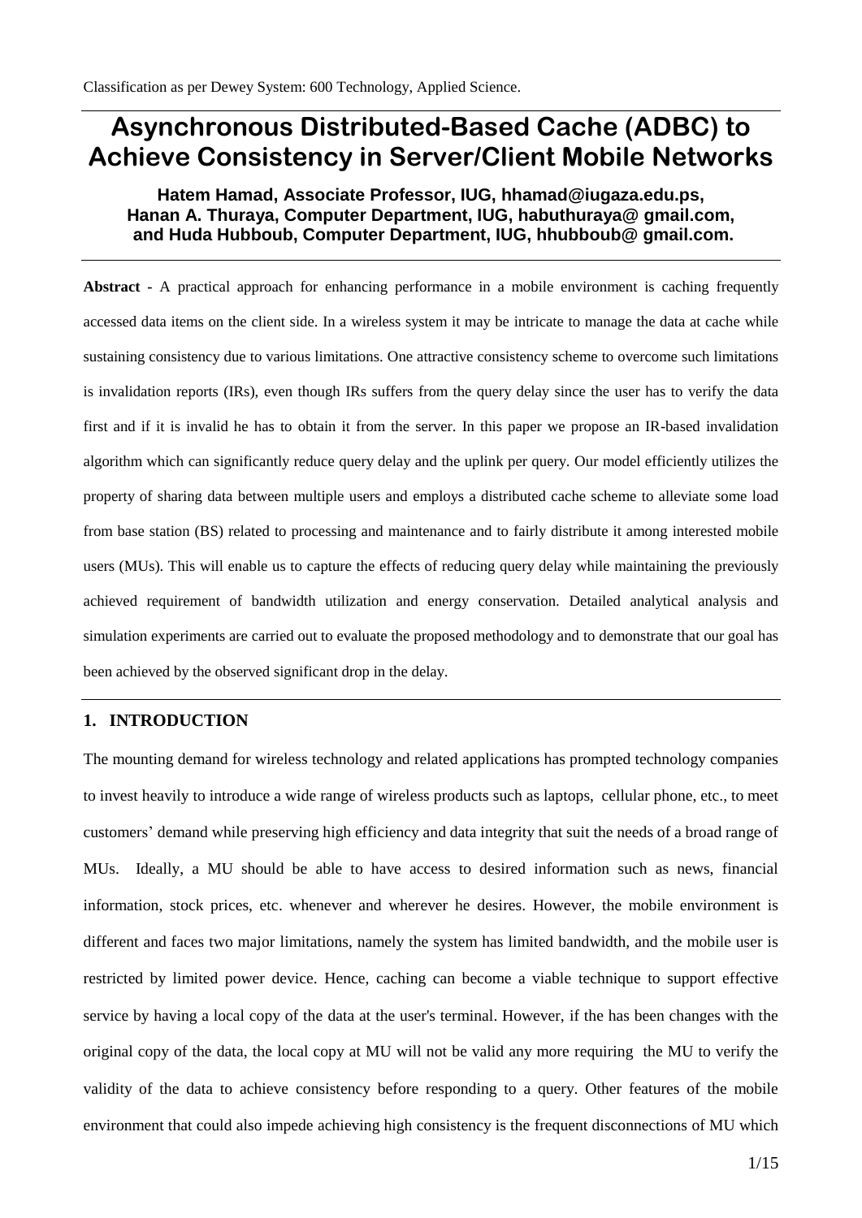Classification as per Dewey System: 600 Technology, Applied Science.

# Asynchronous Distributed-Based Cache (ADBC) to Achieve Consistency in Server/Client Mobile Networks

**Hatem Hamad, Associate Professor, IUG, hhamad@iugaza.edu.ps,**
**Hanan A. Thuraya, Computer Department, IUG, habuthuraya@ gmail.com,**
**and Huda Hubboub, Computer Department, IUG, hhubboub@ gmail.com.**

**Abstract -** A practical approach for enhancing performance in a mobile environment is caching frequently accessed data items on the client side. In a wireless system it may be intricate to manage the data at cache while sustaining consistency due to various limitations. One attractive consistency scheme to overcome such limitations is invalidation reports (IRs), even though IRs suffers from the query delay since the user has to verify the data first and if it is invalid he has to obtain it from the server. In this paper we propose an IR-based invalidation algorithm which can significantly reduce query delay and the uplink per query. Our model efficiently utilizes the property of sharing data between multiple users and employs a distributed cache scheme to alleviate some load from base station (BS) related to processing and maintenance and to fairly distribute it among interested mobile users (MUs). This will enable us to capture the effects of reducing query delay while maintaining the previously achieved requirement of bandwidth utilization and energy conservation. Detailed analytical analysis and simulation experiments are carried out to evaluate the proposed methodology and to demonstrate that our goal has been achieved by the observed significant drop in the delay.

## 1. INTRODUCTION

The mounting demand for wireless technology and related applications has prompted technology companies to invest heavily to introduce a wide range of wireless products such as laptops, cellular phone, etc., to meet customers' demand while preserving high efficiency and data integrity that suit the needs of a broad range of MUs. Ideally, a MU should be able to have access to desired information such as news, financial information, stock prices, etc. whenever and wherever he desires. However, the mobile environment is different and faces two major limitations, namely the system has limited bandwidth, and the mobile user is restricted by limited power device. Hence, caching can become a viable technique to support effective service by having a local copy of the data at the user's terminal. However, if the has been changes with the original copy of the data, the local copy at MU will not be valid any more requiring the MU to verify the validity of the data to achieve consistency before responding to a query. Other features of the mobile environment that could also impede achieving high consistency is the frequent disconnections of MU which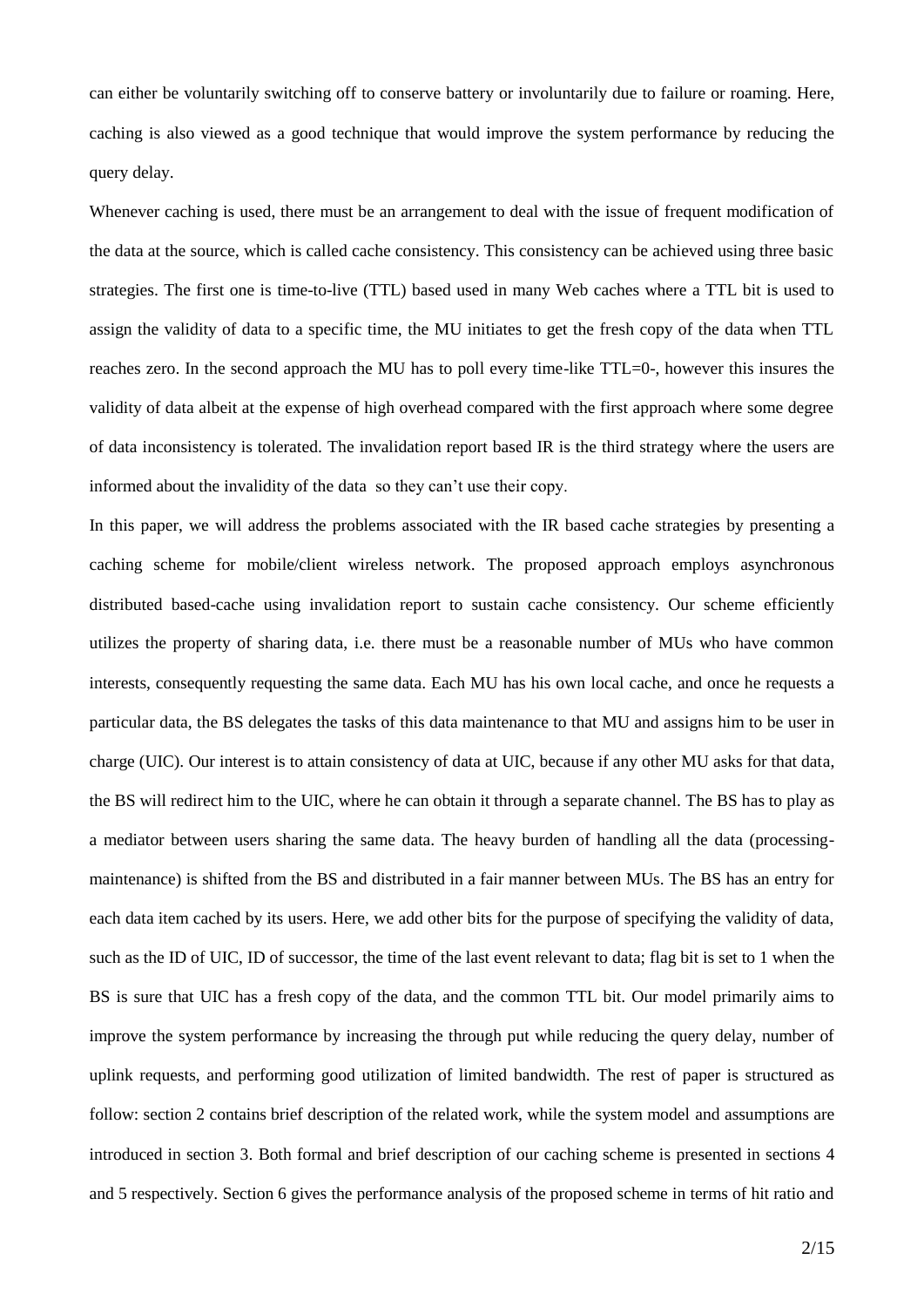can either be voluntarily switching off to conserve battery or involuntarily due to failure or roaming. Here, caching is also viewed as a good technique that would improve the system performance by reducing the query delay.

Whenever caching is used, there must be an arrangement to deal with the issue of frequent modification of the data at the source, which is called cache consistency. This consistency can be achieved using three basic strategies. The first one is time-to-live (TTL) based used in many Web caches where a TTL bit is used to assign the validity of data to a specific time, the MU initiates to get the fresh copy of the data when TTL reaches zero. In the second approach the MU has to poll every time-like TTL=0-, however this insures the validity of data albeit at the expense of high overhead compared with the first approach where some degree of data inconsistency is tolerated. The invalidation report based IR is the third strategy where the users are informed about the invalidity of the data so they can't use their copy.

In this paper, we will address the problems associated with the IR based cache strategies by presenting a caching scheme for mobile/client wireless network. The proposed approach employs asynchronous distributed based-cache using invalidation report to sustain cache consistency. Our scheme efficiently utilizes the property of sharing data, i.e. there must be a reasonable number of MUs who have common interests, consequently requesting the same data. Each MU has his own local cache, and once he requests a particular data, the BS delegates the tasks of this data maintenance to that MU and assigns him to be user in charge (UIC). Our interest is to attain consistency of data at UIC, because if any other MU asks for that data, the BS will redirect him to the UIC, where he can obtain it through a separate channel. The BS has to play as a mediator between users sharing the same data. The heavy burden of handling all the data (processing-maintenance) is shifted from the BS and distributed in a fair manner between MUs. The BS has an entry for each data item cached by its users. Here, we add other bits for the purpose of specifying the validity of data, such as the ID of UIC, ID of successor, the time of the last event relevant to data; flag bit is set to 1 when the BS is sure that UIC has a fresh copy of the data, and the common TTL bit. Our model primarily aims to improve the system performance by increasing the through put while reducing the query delay, number of uplink requests, and performing good utilization of limited bandwidth. The rest of paper is structured as follow: section 2 contains brief description of the related work, while the system model and assumptions are introduced in section 3. Both formal and brief description of our caching scheme is presented in sections 4 and 5 respectively. Section 6 gives the performance analysis of the proposed scheme in terms of hit ratio and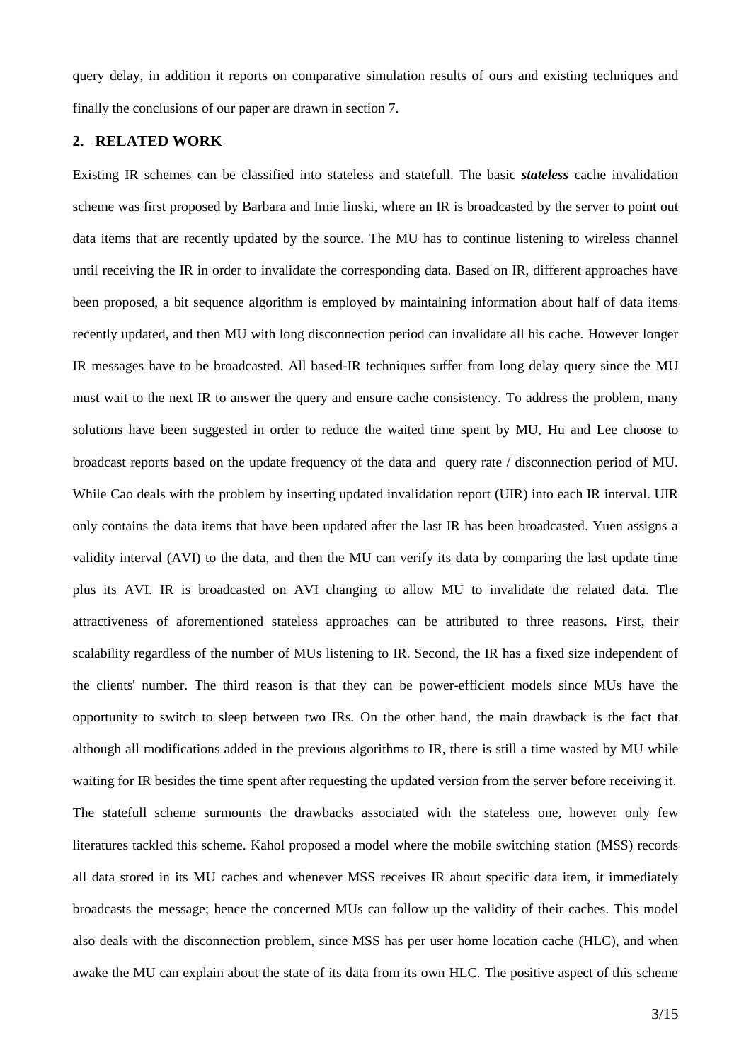query delay, in addition it reports on comparative simulation results of ours and existing techniques and finally the conclusions of our paper are drawn in section 7.

## 2. RELATED WORK

Existing IR schemes can be classified into stateless and statefull. The basic ***stateless*** cache invalidation scheme was first proposed by Barbara and Imie linski, where an IR is broadcasted by the server to point out data items that are recently updated by the source. The MU has to continue listening to wireless channel until receiving the IR in order to invalidate the corresponding data. Based on IR, different approaches have been proposed, a bit sequence algorithm is employed by maintaining information about half of data items recently updated, and then MU with long disconnection period can invalidate all his cache. However longer IR messages have to be broadcasted. All based-IR techniques suffer from long delay query since the MU must wait to the next IR to answer the query and ensure cache consistency. To address the problem, many solutions have been suggested in order to reduce the waited time spent by MU, Hu and Lee choose to broadcast reports based on the update frequency of the data and query rate / disconnection period of MU. While Cao deals with the problem by inserting updated invalidation report (UIR) into each IR interval. UIR only contains the data items that have been updated after the last IR has been broadcasted. Yuen assigns a validity interval (AVI) to the data, and then the MU can verify its data by comparing the last update time plus its AVI. IR is broadcasted on AVI changing to allow MU to invalidate the related data. The attractiveness of aforementioned stateless approaches can be attributed to three reasons. First, their scalability regardless of the number of MUs listening to IR. Second, the IR has a fixed size independent of the clients' number. The third reason is that they can be power-efficient models since MUs have the opportunity to switch to sleep between two IRs. On the other hand, the main drawback is the fact that although all modifications added in the previous algorithms to IR, there is still a time wasted by MU while waiting for IR besides the time spent after requesting the updated version from the server before receiving it.

The statefull scheme surmounts the drawbacks associated with the stateless one, however only few literatures tackled this scheme. Kahol proposed a model where the mobile switching station (MSS) records all data stored in its MU caches and whenever MSS receives IR about specific data item, it immediately broadcasts the message; hence the concerned MUs can follow up the validity of their caches. This model also deals with the disconnection problem, since MSS has per user home location cache (HLC), and when awake the MU can explain about the state of its data from its own HLC. The positive aspect of this scheme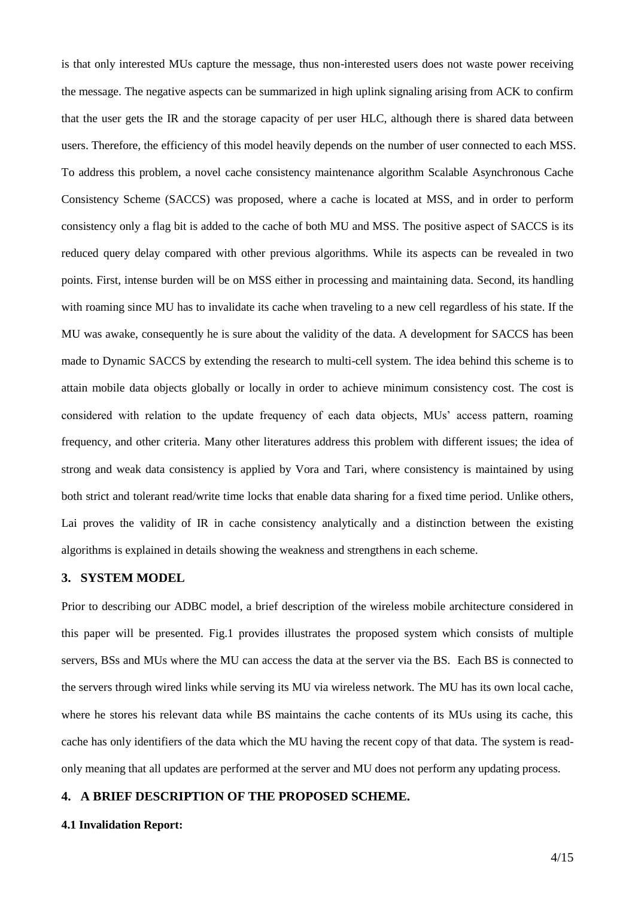is that only interested MUs capture the message, thus non-interested users does not waste power receiving the message. The negative aspects can be summarized in high uplink signaling arising from ACK to confirm that the user gets the IR and the storage capacity of per user HLC, although there is shared data between users. Therefore, the efficiency of this model heavily depends on the number of user connected to each MSS. To address this problem, a novel cache consistency maintenance algorithm Scalable Asynchronous Cache Consistency Scheme (SACCS) was proposed, where a cache is located at MSS, and in order to perform consistency only a flag bit is added to the cache of both MU and MSS. The positive aspect of SACCS is its reduced query delay compared with other previous algorithms. While its aspects can be revealed in two points. First, intense burden will be on MSS either in processing and maintaining data. Second, its handling with roaming since MU has to invalidate its cache when traveling to a new cell regardless of his state. If the MU was awake, consequently he is sure about the validity of the data. A development for SACCS has been made to Dynamic SACCS by extending the research to multi-cell system. The idea behind this scheme is to attain mobile data objects globally or locally in order to achieve minimum consistency cost. The cost is considered with relation to the update frequency of each data objects, MUs' access pattern, roaming frequency, and other criteria. Many other literatures address this problem with different issues; the idea of strong and weak data consistency is applied by Vora and Tari, where consistency is maintained by using both strict and tolerant read/write time locks that enable data sharing for a fixed time period. Unlike others, Lai proves the validity of IR in cache consistency analytically and a distinction between the existing algorithms is explained in details showing the weakness and strengthens in each scheme.

## 3. SYSTEM MODEL

Prior to describing our ADBC model, a brief description of the wireless mobile architecture considered in this paper will be presented. Fig.1 provides illustrates the proposed system which consists of multiple servers, BSs and MUs where the MU can access the data at the server via the BS. Each BS is connected to the servers through wired links while serving its MU via wireless network. The MU has its own local cache, where he stores his relevant data while BS maintains the cache contents of its MUs using its cache, this cache has only identifiers of the data which the MU having the recent copy of that data. The system is read-only meaning that all updates are performed at the server and MU does not perform any updating process.

## 4. A BRIEF DESCRIPTION OF THE PROPOSED SCHEME.

### 4.1 Invalidation Report: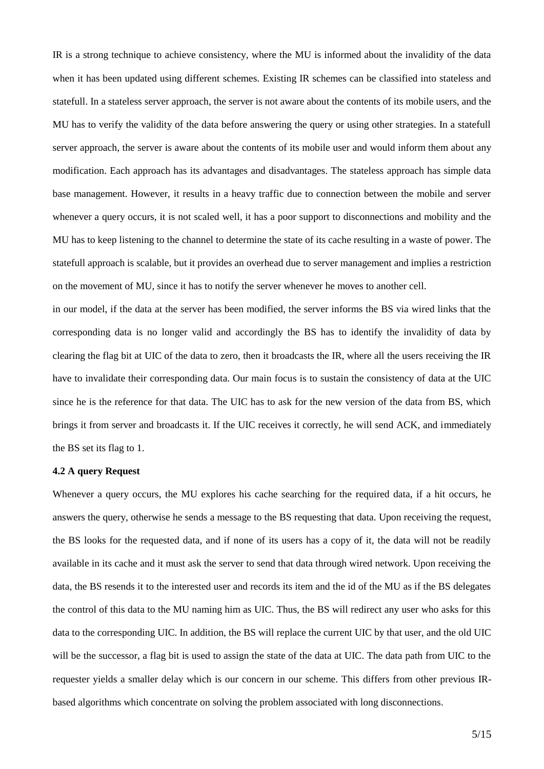IR is a strong technique to achieve consistency, where the MU is informed about the invalidity of the data when it has been updated using different schemes. Existing IR schemes can be classified into stateless and statefull. In a stateless server approach, the server is not aware about the contents of its mobile users, and the MU has to verify the validity of the data before answering the query or using other strategies. In a statefull server approach, the server is aware about the contents of its mobile user and would inform them about any modification. Each approach has its advantages and disadvantages. The stateless approach has simple data base management. However, it results in a heavy traffic due to connection between the mobile and server whenever a query occurs, it is not scaled well, it has a poor support to disconnections and mobility and the MU has to keep listening to the channel to determine the state of its cache resulting in a waste of power. The statefull approach is scalable, but it provides an overhead due to server management and implies a restriction on the movement of MU, since it has to notify the server whenever he moves to another cell.

in our model, if the data at the server has been modified, the server informs the BS via wired links that the corresponding data is no longer valid and accordingly the BS has to identify the invalidity of data by clearing the flag bit at UIC of the data to zero, then it broadcasts the IR, where all the users receiving the IR have to invalidate their corresponding data. Our main focus is to sustain the consistency of data at the UIC since he is the reference for that data. The UIC has to ask for the new version of the data from BS, which brings it from server and broadcasts it. If the UIC receives it correctly, he will send ACK, and immediately the BS set its flag to 1.

### 4.2 A query Request

Whenever a query occurs, the MU explores his cache searching for the required data, if a hit occurs, he answers the query, otherwise he sends a message to the BS requesting that data. Upon receiving the request, the BS looks for the requested data, and if none of its users has a copy of it, the data will not be readily available in its cache and it must ask the server to send that data through wired network. Upon receiving the data, the BS resends it to the interested user and records its item and the id of the MU as if the BS delegates the control of this data to the MU naming him as UIC. Thus, the BS will redirect any user who asks for this data to the corresponding UIC. In addition, the BS will replace the current UIC by that user, and the old UIC will be the successor, a flag bit is used to assign the state of the data at UIC. The data path from UIC to the requester yields a smaller delay which is our concern in our scheme. This differs from other previous IR-based algorithms which concentrate on solving the problem associated with long disconnections.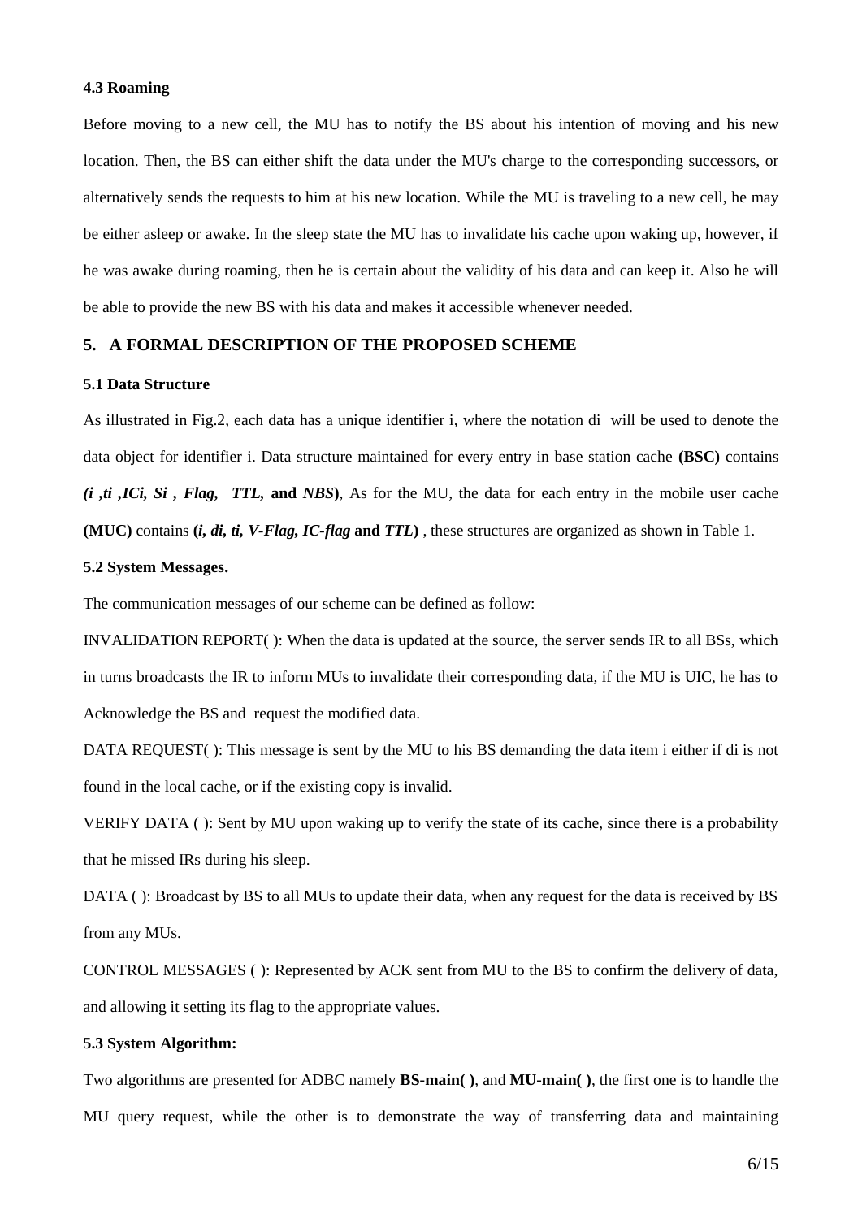### 4.3 Roaming

Before moving to a new cell, the MU has to notify the BS about his intention of moving and his new location. Then, the BS can either shift the data under the MU's charge to the corresponding successors, or alternatively sends the requests to him at his new location. While the MU is traveling to a new cell, he may be either asleep or awake. In the sleep state the MU has to invalidate his cache upon waking up, however, if he was awake during roaming, then he is certain about the validity of his data and can keep it. Also he will be able to provide the new BS with his data and makes it accessible whenever needed.

## 5. A FORMAL DESCRIPTION OF THE PROPOSED SCHEME

### 5.1 Data Structure

As illustrated in Fig.2, each data has a unique identifier i, where the notation $d_i$ will be used to denote the data object for identifier i. Data structure maintained for every entry in base station cache **(BSC)** contains ***(i ,ti ,ICi, Si , Flag, TTL,* and *NBS*)**, As for the MU, the data for each entry in the mobile user cache **(MUC)** contains **(*i, di, ti, V-Flag, IC-flag* and *TTL*)** , these structures are organized as shown in Table 1.

### 5.2 System Messages.

The communication messages of our scheme can be defined as follow:

INVALIDATION REPORT( ): When the data is updated at the source, the server sends IR to all BSs, which in turns broadcasts the IR to inform MUs to invalidate their corresponding data, if the MU is UIC, he has to Acknowledge the BS and request the modified data.

DATA REQUEST( ): This message is sent by the MU to his BS demanding the data item i either if $d_i$ is not found in the local cache, or if the existing copy is invalid.

VERIFY DATA ( ): Sent by MU upon waking up to verify the state of its cache, since there is a probability that he missed IRs during his sleep.

DATA ( ): Broadcast by BS to all MUs to update their data, when any request for the data is received by BS from any MUs.

CONTROL MESSAGES ( ): Represented by ACK sent from MU to the BS to confirm the delivery of data, and allowing it setting its flag to the appropriate values.

### 5.3 System Algorithm:

Two algorithms are presented for ADBC namely **BS-main( )**, and **MU-main( )**, the first one is to handle the MU query request, while the other is to demonstrate the way of transferring data and maintaining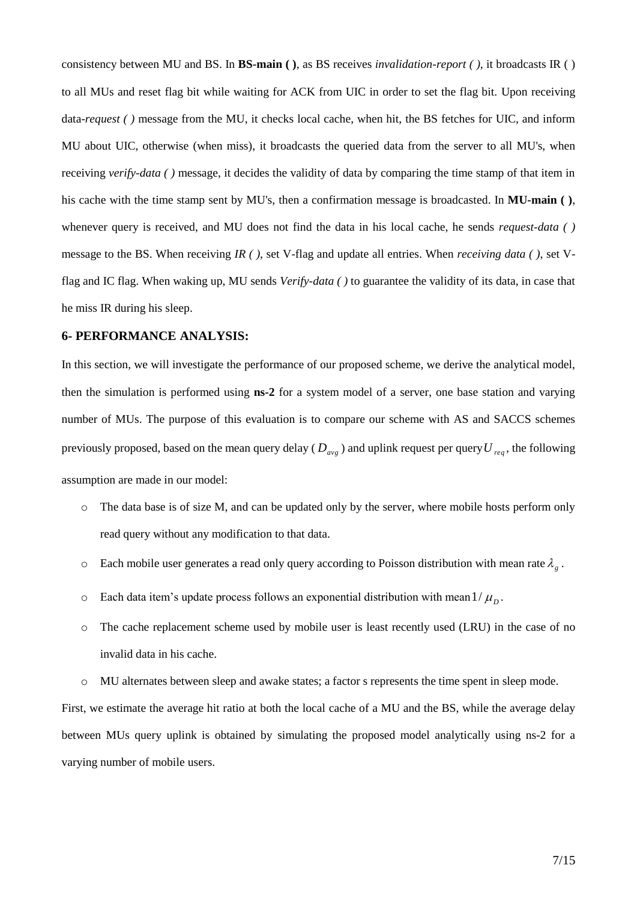consistency between MU and BS. In **BS-main ( )**, as BS receives *invalidation-report ( )*, it broadcasts IR ( ) to all MUs and reset flag bit while waiting for ACK from UIC in order to set the flag bit. Upon receiving data-*request ( )* message from the MU, it checks local cache, when hit, the BS fetches for UIC, and inform MU about UIC, otherwise (when miss), it broadcasts the queried data from the server to all MU's, when receiving *verify-data ( )* message, it decides the validity of data by comparing the time stamp of that item in his cache with the time stamp sent by MU's, then a confirmation message is broadcasted. In **MU-main ( )**, whenever query is received, and MU does not find the data in his local cache, he sends *request-data ( )* message to the BS. When receiving *IR ( )*, set V-flag and update all entries. When *receiving data ( )*, set V-flag and IC flag. When waking up, MU sends *Verify-data ( )* to guarantee the validity of its data, in case that he miss IR during his sleep.

### 6- PERFORMANCE ANALYSIS:

In this section, we will investigate the performance of our proposed scheme, we derive the analytical model, then the simulation is performed using **ns-2** for a system model of a server, one base station and varying number of MUs. The purpose of this evaluation is to compare our scheme with AS and SACCS schemes previously proposed, based on the mean query delay ( $D_{avg}$ ) and uplink request per query $U_{req}$, the following assumption are made in our model:

- The data base is of size M, and can be updated only by the server, where mobile hosts perform only read query without any modification to that data.
- Each mobile user generates a read only query according to Poisson distribution with mean rate $\lambda_g$.
- Each data item's update process follows an exponential distribution with mean $1/\mu_D$.
- The cache replacement scheme used by mobile user is least recently used (LRU) in the case of no invalid data in his cache.
- MU alternates between sleep and awake states; a factor s represents the time spent in sleep mode.

First, we estimate the average hit ratio at both the local cache of a MU and the BS, while the average delay between MUs query uplink is obtained by simulating the proposed model analytically using ns-2 for a varying number of mobile users.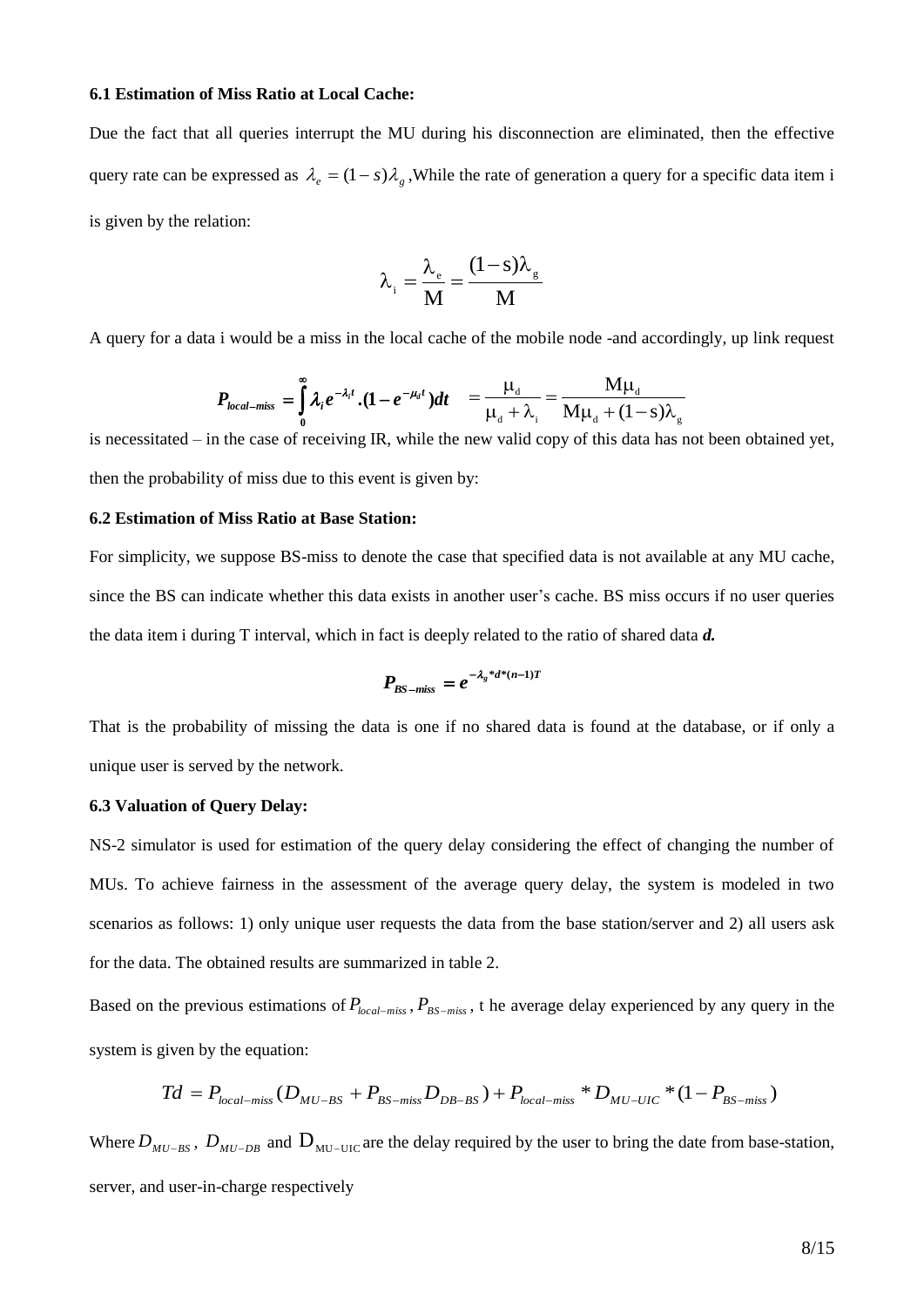### 6.1 Estimation of Miss Ratio at Local Cache:

Due the fact that all queries interrupt the MU during his disconnection are eliminated, then the effective query rate can be expressed as $\lambda_e = (1-s)\lambda_g$ ,While the rate of generation a query for a specific data item i is given by the relation:

$$\lambda_i = \frac{\lambda_e}{M} = \frac{(1-s)\lambda_g}{M}$$

A query for a data i would be a miss in the local cache of the mobile node -and accordingly, up link request

$$P_{local-miss} = \int_0^\infty \lambda_i e^{-\lambda_i t}.(1-e^{-\mu_d t})dt \quad = \frac{\mu_d}{\mu_d + \lambda_i} = \frac{M\mu_d}{M\mu_d + (1-s)\lambda_g}$$

is necessitated – in the case of receiving IR, while the new valid copy of this data has not been obtained yet, then the probability of miss due to this event is given by:

### 6.2 Estimation of Miss Ratio at Base Station:

For simplicity, we suppose BS-miss to denote the case that specified data is not available at any MU cache, since the BS can indicate whether this data exists in another user's cache. BS miss occurs if no user queries the data item i during T interval, which in fact is deeply related to the ratio of shared data ***d.***

$$P_{BS-miss} = e^{-\lambda_g * d * (n-1)T}$$

That is the probability of missing the data is one if no shared data is found at the database, or if only a unique user is served by the network.

### 6.3 Valuation of Query Delay:

NS-2 simulator is used for estimation of the query delay considering the effect of changing the number of MUs. To achieve fairness in the assessment of the average query delay, the system is modeled in two scenarios as follows: 1) only unique user requests the data from the base station/server and 2) all users ask for the data. The obtained results are summarized in table 2.

Based on the previous estimations of $P_{local-miss}$, $P_{BS-miss}$, t he average delay experienced by any query in the system is given by the equation:

$$Td = P_{local-miss}(D_{MU-BS} + P_{BS-miss} D_{DB-BS}) + P_{local-miss} * D_{MU-UIC} * (1 - P_{BS-miss})$$

Where $D_{MU-BS}$, $D_{MU-DB}$ and $D_{MU-UIC}$ are the delay required by the user to bring the date from base-station, server, and user-in-charge respectively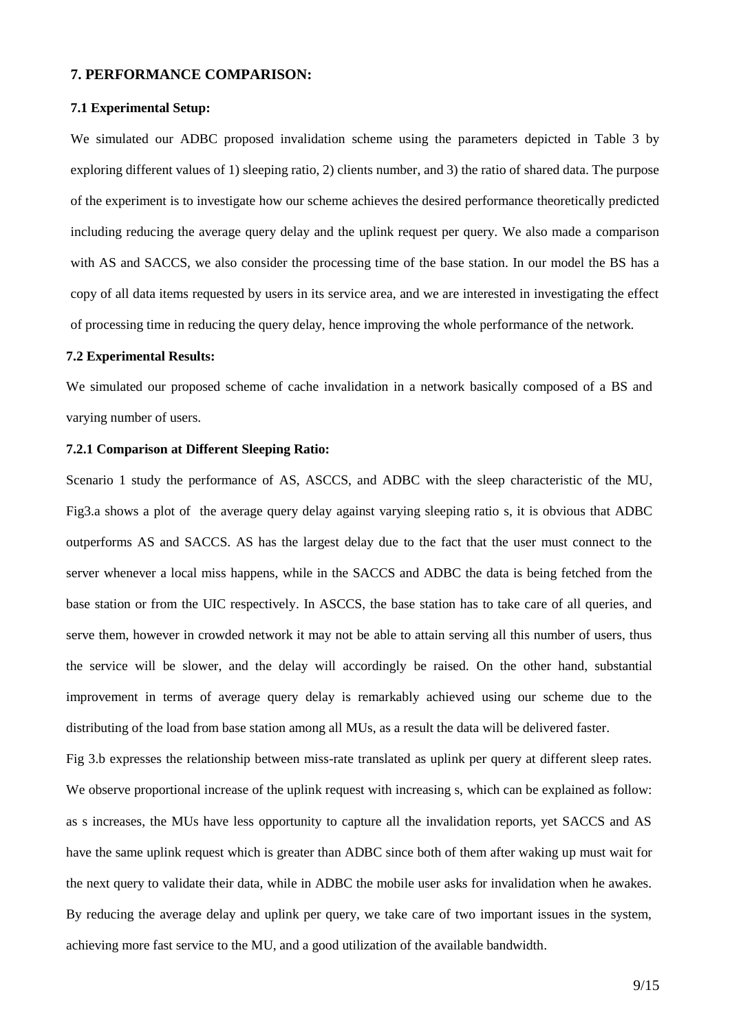## 7. PERFORMANCE COMPARISON:

### 7.1 Experimental Setup:

We simulated our ADBC proposed invalidation scheme using the parameters depicted in Table 3 by exploring different values of 1) sleeping ratio, 2) clients number, and 3) the ratio of shared data. The purpose of the experiment is to investigate how our scheme achieves the desired performance theoretically predicted including reducing the average query delay and the uplink request per query. We also made a comparison with AS and SACCS, we also consider the processing time of the base station. In our model the BS has a copy of all data items requested by users in its service area, and we are interested in investigating the effect of processing time in reducing the query delay, hence improving the whole performance of the network.

### 7.2 Experimental Results:

We simulated our proposed scheme of cache invalidation in a network basically composed of a BS and varying number of users.

#### 7.2.1 Comparison at Different Sleeping Ratio:

Scenario 1 study the performance of AS, ASCCS, and ADBC with the sleep characteristic of the MU, Fig3.a shows a plot of the average query delay against varying sleeping ratio s, it is obvious that ADBC outperforms AS and SACCS. AS has the largest delay due to the fact that the user must connect to the server whenever a local miss happens, while in the SACCS and ADBC the data is being fetched from the base station or from the UIC respectively. In ASCCS, the base station has to take care of all queries, and serve them, however in crowded network it may not be able to attain serving all this number of users, thus the service will be slower, and the delay will accordingly be raised. On the other hand, substantial improvement in terms of average query delay is remarkably achieved using our scheme due to the distributing of the load from base station among all MUs, as a result the data will be delivered faster.

Fig 3.b expresses the relationship between miss-rate translated as uplink per query at different sleep rates. We observe proportional increase of the uplink request with increasing s, which can be explained as follow: as s increases, the MUs have less opportunity to capture all the invalidation reports, yet SACCS and AS have the same uplink request which is greater than ADBC since both of them after waking up must wait for the next query to validate their data, while in ADBC the mobile user asks for invalidation when he awakes. By reducing the average delay and uplink per query, we take care of two important issues in the system, achieving more fast service to the MU, and a good utilization of the available bandwidth.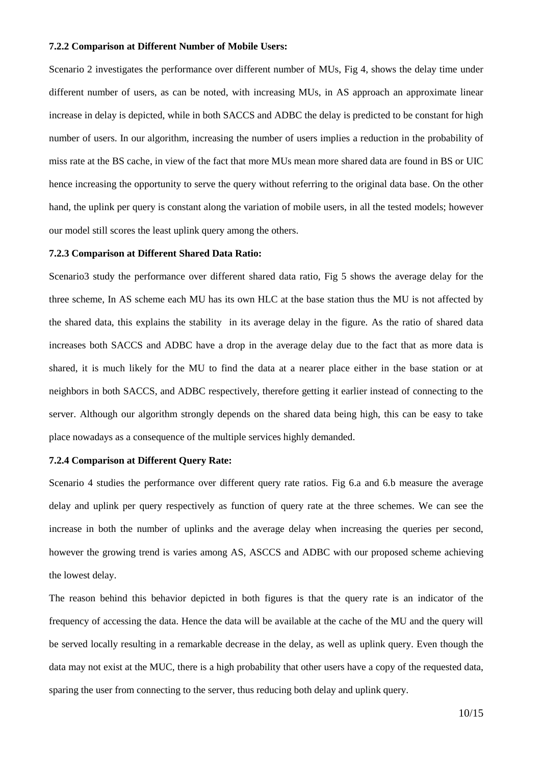#### 7.2.2 Comparison at Different Number of Mobile Users:

Scenario 2 investigates the performance over different number of MUs, Fig 4, shows the delay time under different number of users, as can be noted, with increasing MUs, in AS approach an approximate linear increase in delay is depicted, while in both SACCS and ADBC the delay is predicted to be constant for high number of users. In our algorithm, increasing the number of users implies a reduction in the probability of miss rate at the BS cache, in view of the fact that more MUs mean more shared data are found in BS or UIC hence increasing the opportunity to serve the query without referring to the original data base. On the other hand, the uplink per query is constant along the variation of mobile users, in all the tested models; however our model still scores the least uplink query among the others.

#### 7.2.3 Comparison at Different Shared Data Ratio:

Scenario3 study the performance over different shared data ratio, Fig 5 shows the average delay for the three scheme, In AS scheme each MU has its own HLC at the base station thus the MU is not affected by the shared data, this explains the stability in its average delay in the figure. As the ratio of shared data increases both SACCS and ADBC have a drop in the average delay due to the fact that as more data is shared, it is much likely for the MU to find the data at a nearer place either in the base station or at neighbors in both SACCS, and ADBC respectively, therefore getting it earlier instead of connecting to the server. Although our algorithm strongly depends on the shared data being high, this can be easy to take place nowadays as a consequence of the multiple services highly demanded.

#### 7.2.4 Comparison at Different Query Rate:

Scenario 4 studies the performance over different query rate ratios. Fig 6.a and 6.b measure the average delay and uplink per query respectively as function of query rate at the three schemes. We can see the increase in both the number of uplinks and the average delay when increasing the queries per second, however the growing trend is varies among AS, ASCCS and ADBC with our proposed scheme achieving the lowest delay.

The reason behind this behavior depicted in both figures is that the query rate is an indicator of the frequency of accessing the data. Hence the data will be available at the cache of the MU and the query will be served locally resulting in a remarkable decrease in the delay, as well as uplink query. Even though the data may not exist at the MUC, there is a high probability that other users have a copy of the requested data, sparing the user from connecting to the server, thus reducing both delay and uplink query.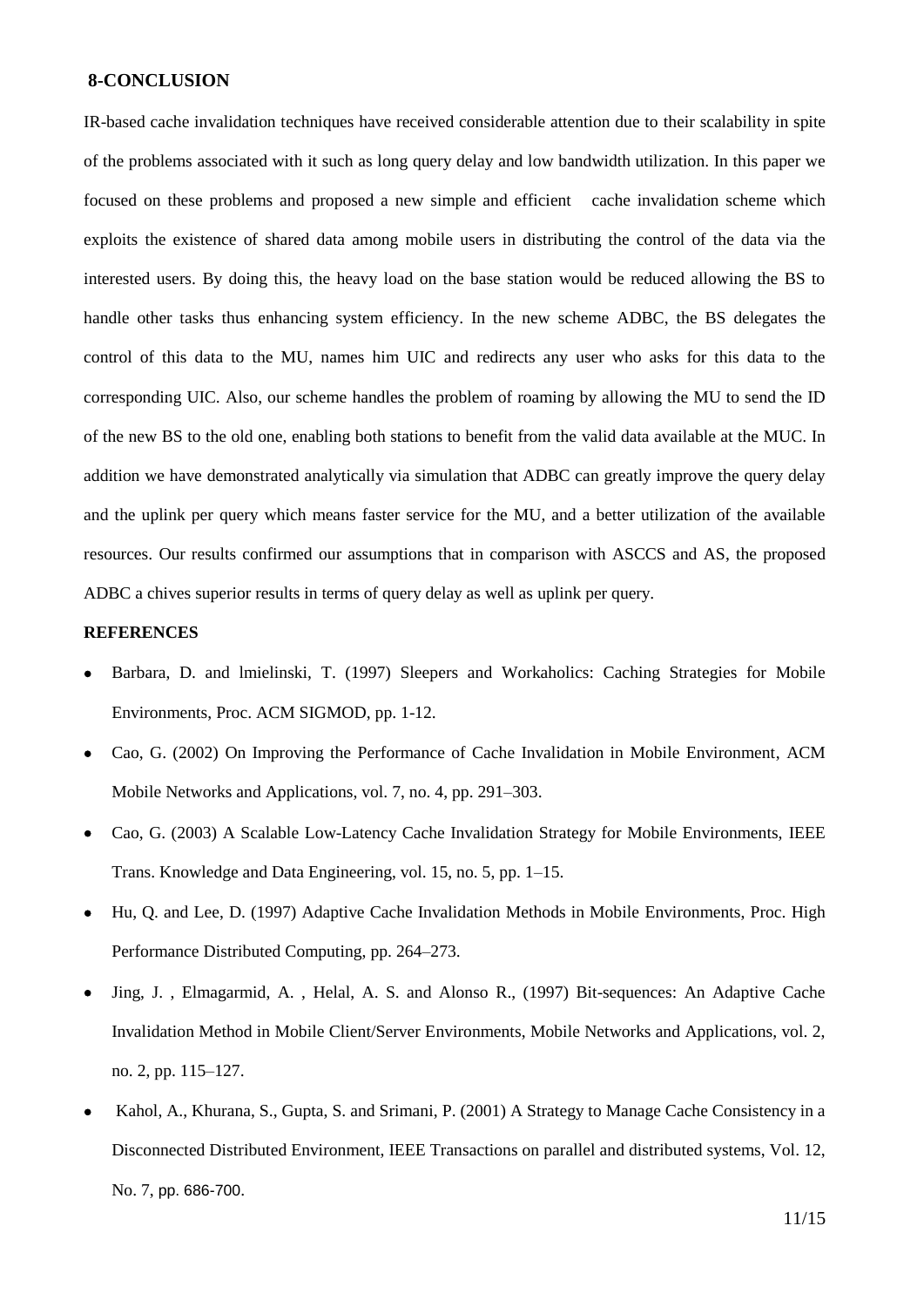## 8-CONCLUSION

IR-based cache invalidation techniques have received considerable attention due to their scalability in spite of the problems associated with it such as long query delay and low bandwidth utilization. In this paper we focused on these problems and proposed a new simple and efficient cache invalidation scheme which exploits the existence of shared data among mobile users in distributing the control of the data via the interested users. By doing this, the heavy load on the base station would be reduced allowing the BS to handle other tasks thus enhancing system efficiency. In the new scheme ADBC, the BS delegates the control of this data to the MU, names him UIC and redirects any user who asks for this data to the corresponding UIC. Also, our scheme handles the problem of roaming by allowing the MU to send the ID of the new BS to the old one, enabling both stations to benefit from the valid data available at the MUC. In addition we have demonstrated analytically via simulation that ADBC can greatly improve the query delay and the uplink per query which means faster service for the MU, and a better utilization of the available resources. Our results confirmed our assumptions that in comparison with ASCCS and AS, the proposed ADBC a chives superior results in terms of query delay as well as uplink per query.

**REFERENCES**

- Barbara, D. and lmielinski, T. (1997) Sleepers and Workaholics: Caching Strategies for Mobile Environments, Proc. ACM SIGMOD, pp. 1-12.
- Cao, G. (2002) On Improving the Performance of Cache Invalidation in Mobile Environment, ACM Mobile Networks and Applications, vol. 7, no. 4, pp. 291–303.
- Cao, G. (2003) A Scalable Low-Latency Cache Invalidation Strategy for Mobile Environments, IEEE Trans. Knowledge and Data Engineering, vol. 15, no. 5, pp. 1–15.
- Hu, Q. and Lee, D. (1997) Adaptive Cache Invalidation Methods in Mobile Environments, Proc. High Performance Distributed Computing, pp. 264–273.
- Jing, J. , Elmagarmid, A. , Helal, A. S. and Alonso R., (1997) Bit-sequences: An Adaptive Cache Invalidation Method in Mobile Client/Server Environments, Mobile Networks and Applications, vol. 2, no. 2, pp. 115–127.
- Kahol, A., Khurana, S., Gupta, S. and Srimani, P. (2001) A Strategy to Manage Cache Consistency in a Disconnected Distributed Environment, IEEE Transactions on parallel and distributed systems, Vol. 12, No. 7, pp. 686-700.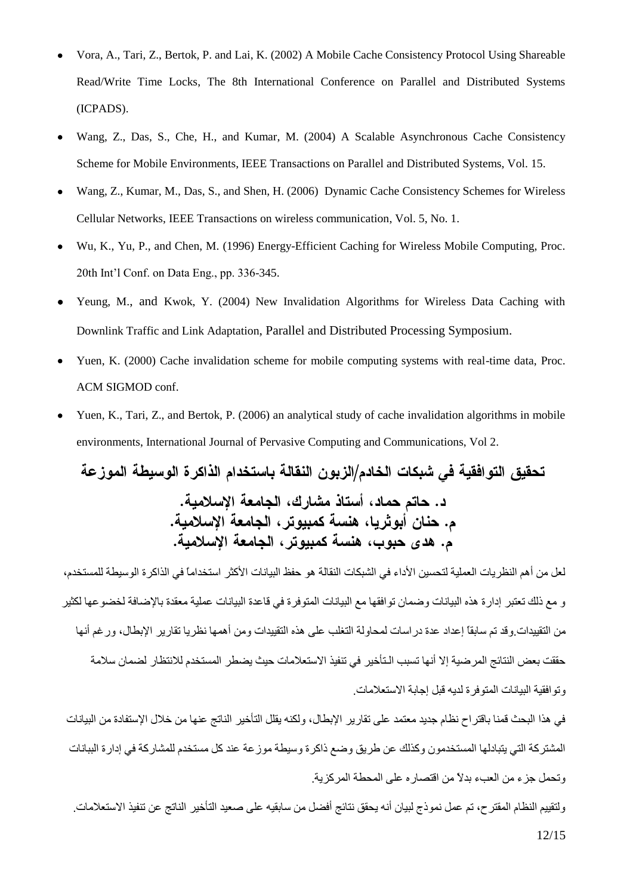- Vora, A., Tari, Z., Bertok, P. and Lai, K. (2002) A Mobile Cache Consistency Protocol Using Shareable Read/Write Time Locks, The 8th International Conference on Parallel and Distributed Systems (ICPADS).
- Wang, Z., Das, S., Che, H., and Kumar, M. (2004) A Scalable Asynchronous Cache Consistency Scheme for Mobile Environments, IEEE Transactions on Parallel and Distributed Systems, Vol. 15.
- Wang, Z., Kumar, M., Das, S., and Shen, H. (2006) Dynamic Cache Consistency Schemes for Wireless Cellular Networks, IEEE Transactions on wireless communication, Vol. 5, No. 1.
- Wu, K., Yu, P., and Chen, M. (1996) Energy-Efficient Caching for Wireless Mobile Computing, Proc. 20th Int'l Conf. on Data Eng., pp. 336-345.
- Yeung, M., and Kwok, Y. (2004) New Invalidation Algorithms for Wireless Data Caching with Downlink Traffic and Link Adaptation, Parallel and Distributed Processing Symposium.
- Yuen, K. (2000) Cache invalidation scheme for mobile computing systems with real-time data, Proc. ACM SIGMOD conf.
- Yuen, K., Tari, Z., and Bertok, P. (2006) an analytical study of cache invalidation algorithms in mobile environments, International Journal of Pervasive Computing and Communications, Vol 2.

# تحقيق التوافقية في شبكات الخادم/الزبون النقالة باستخدام الذاكرة الوسيطة الموزعة

**د. حاتم حماد، أستاذ مشارك، الجامعة الإسلامية.**
**م. حنان أبوثريا، هنسة كمبيوتر، الجامعة الإسلامية.**
**م. هدى حبوب، هنسة كمبيوتر، الجامعة الإسلامية.**

لعل من أهم النظريات العملية لتحسين الأداء في الشبكات النقالة هو حفظ البيانات الأكثر استخداماً في الذاكرة الوسيطة للمستخدم، و مع ذلك تعتبر إدارة هذه البيانات وضمان توافقها مع البيانات المتوفرة في قاعدة البيانات عملية معقدة بالإضافة لخضوعها لكثير من التقييدات.وقد تم سابقاً إعداد عدة دراسات لمحاولة التغلب على هذه التقييدات ومن أهمها نظريا تقارير الإبطال، ورغم أنها حققت بعض النتائج المرضية إلا أنها تسبب الـتأخير في تنفيذ الاستعلامات حيث يضطر المستخدم للانتظار لضمان سلامة وتوافقية البيانات المتوفرة لديه قبل إجابة الاستعلامات.

في هذا البحث قمنا باقتراح نظام جديد معتمد على تقارير الإبطال، ولكنه يقلل التأخير الناتج عنها من خلال الإستفادة من البيانات المشتركة التي يتبادلها المستخدمون وكذلك عن طريق وضع ذاكرة وسيطة موزعة عند كل مستخدم للمشاركة في إدارة البيانات وتحمل جزء من العبء بدلاً من اقتصاره على المحطة المركزية.

ولتقييم النظام المقترح، تم عمل نموذج لبيان أنه يحقق نتائج أفضل من سابقيه على صعيد التأخير الناتج عن تنفيذ الاستعلامات.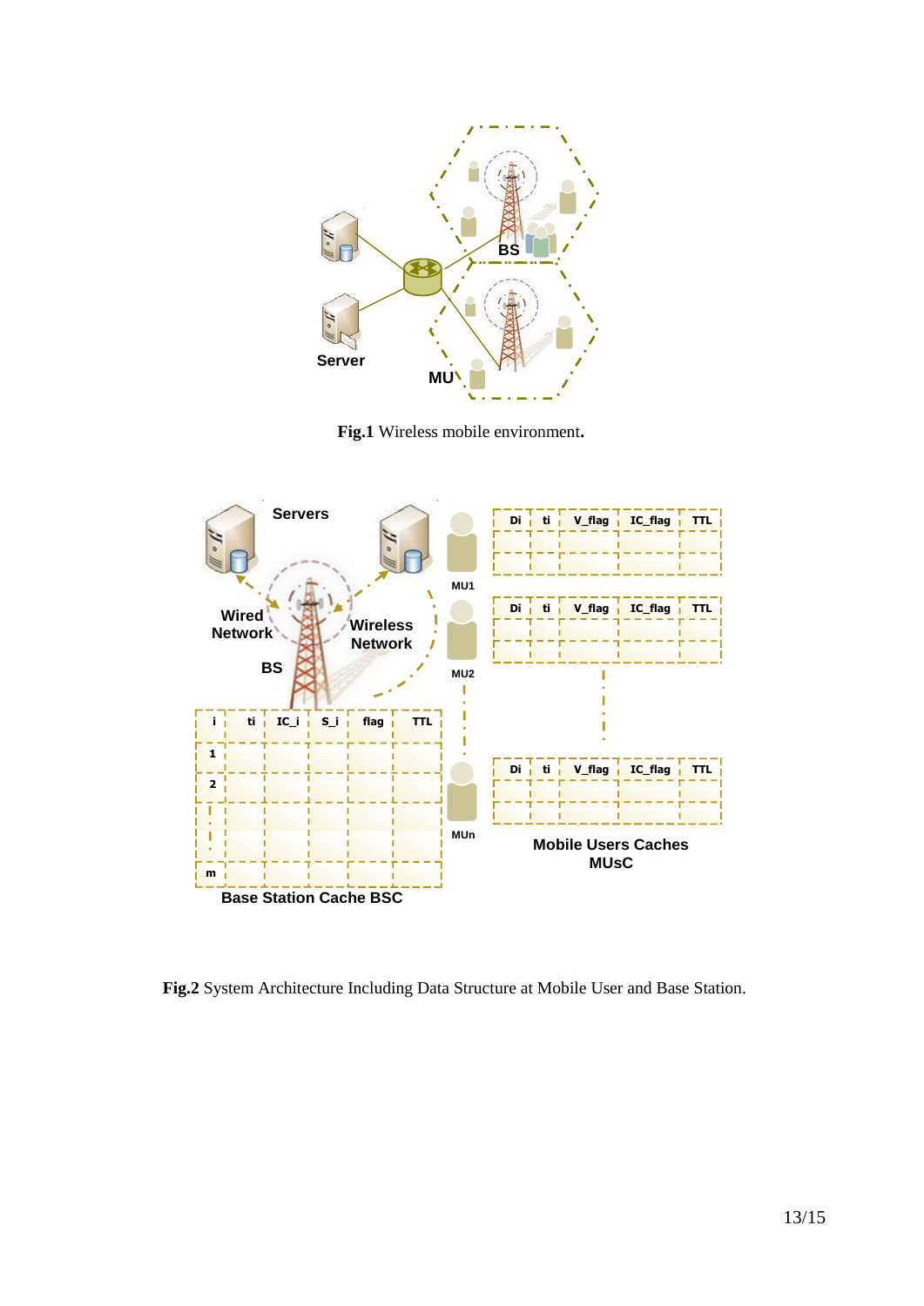**Fig.1** Wireless mobile environment**.**

**Fig.2** System Architecture Including Data Structure at Mobile User and Base Station.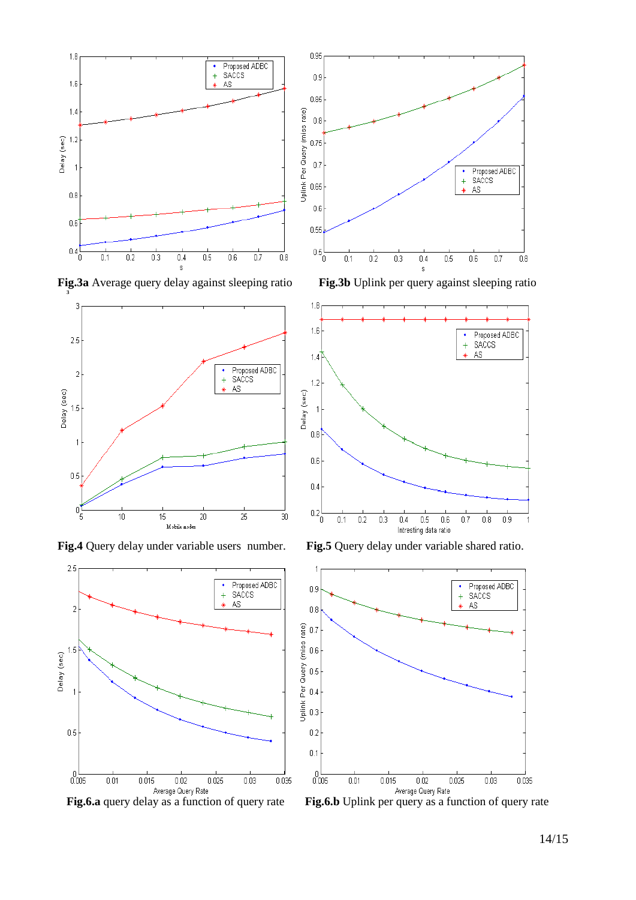**Fig.3a** Average query delay against sleeping ratio

**Fig.3b** Uplink per query against sleeping ratio

**Fig.4** Query delay under variable users number.

**Fig.5** Query delay under variable shared ratio.

**Fig.6.a** query delay as a function of query rate

**Fig.6.b** Uplink per query as a function of query rate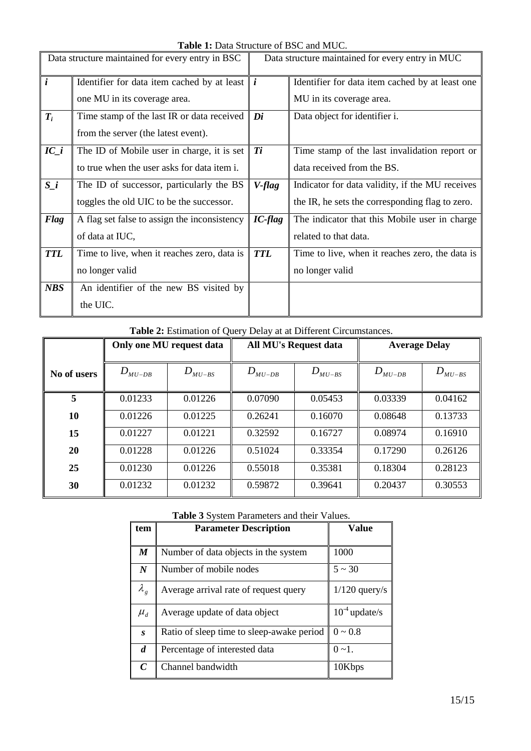**Table 1:** Data Structure of BSC and MUC.

| Data structure maintained for every entry in BSC | | Data structure maintained for every entry in MUC | |
|---|---|---|---|
| ***i*** | Identifier for data item cached by at least one MU in its coverage area. | ***i*** | Identifier for data item cached by at least one MU in its coverage area. |
| $T_i$ | Time stamp of the last IR or data received from the server (the latest event). | ***Di*** | Data object for identifier i. |
| ***IC_i*** | The ID of Mobile user in charge, it is set to true when the user asks for data item i. | ***Ti*** | Time stamp of the last invalidation report or data received from the BS. |
| ***S_i*** | The ID of successor, particularly the BS toggles the old UIC to be the successor. | ***V-flag*** | Indicator for data validity, if the MU receives the IR, he sets the corresponding flag to zero. |
| ***Flag*** | A flag set false to assign the inconsistency of data at IUC, | ***IC-flag*** | The indicator that this Mobile user in charge related to that data. |
| ***TTL*** | Time to live, when it reaches zero, data is no longer valid | ***TTL*** | Time to live, when it reaches zero, the data is no longer valid |
| ***NBS*** | An identifier of the new BS visited by the UIC. | | |

**Table 2:** Estimation of Query Delay at at Different Circumstances.

| No of users | Only one MU request data | | All MU's Request data | | Average Delay | |
|---|---|---|---|---|---|---|
| | $D_{MU-DB}$ | $D_{MU-BS}$ | $D_{MU-DB}$ | $D_{MU-BS}$ | $D_{MU-DB}$ | $D_{MU-BS}$ |
| **5** | 0.01233 | 0.01226 | 0.07090 | 0.05453 | 0.03339 | 0.04162 |
| **10** | 0.01226 | 0.01225 | 0.26241 | 0.16070 | 0.08648 | 0.13733 |
| **15** | 0.01227 | 0.01221 | 0.32592 | 0.16727 | 0.08974 | 0.16910 |
| **20** | 0.01228 | 0.01226 | 0.51024 | 0.33354 | 0.17290 | 0.26126 |
| **25** | 0.01230 | 0.01226 | 0.55018 | 0.35381 | 0.18304 | 0.28123 |
| **30** | 0.01232 | 0.01232 | 0.59872 | 0.39641 | 0.20437 | 0.30553 |

**Table 3** System Parameters and their Values.

| tem | Parameter Description | Value |
|---|---|---|
| $M$ | Number of data objects in the system | 1000 |
| $N$ | Number of mobile nodes | 5 ~ 30 |
| $\lambda_g$ | Average arrival rate of request query | 1/120 query/s |
| $\mu_d$ | Average update of data object | $10^{-4}$ update/s |
| $s$ | Ratio of sleep time to sleep-awake period | 0 ~ 0.8 |
| $d$ | Percentage of interested data | 0 ~1. |
| $C$ | Channel bandwidth | 10Kbps |